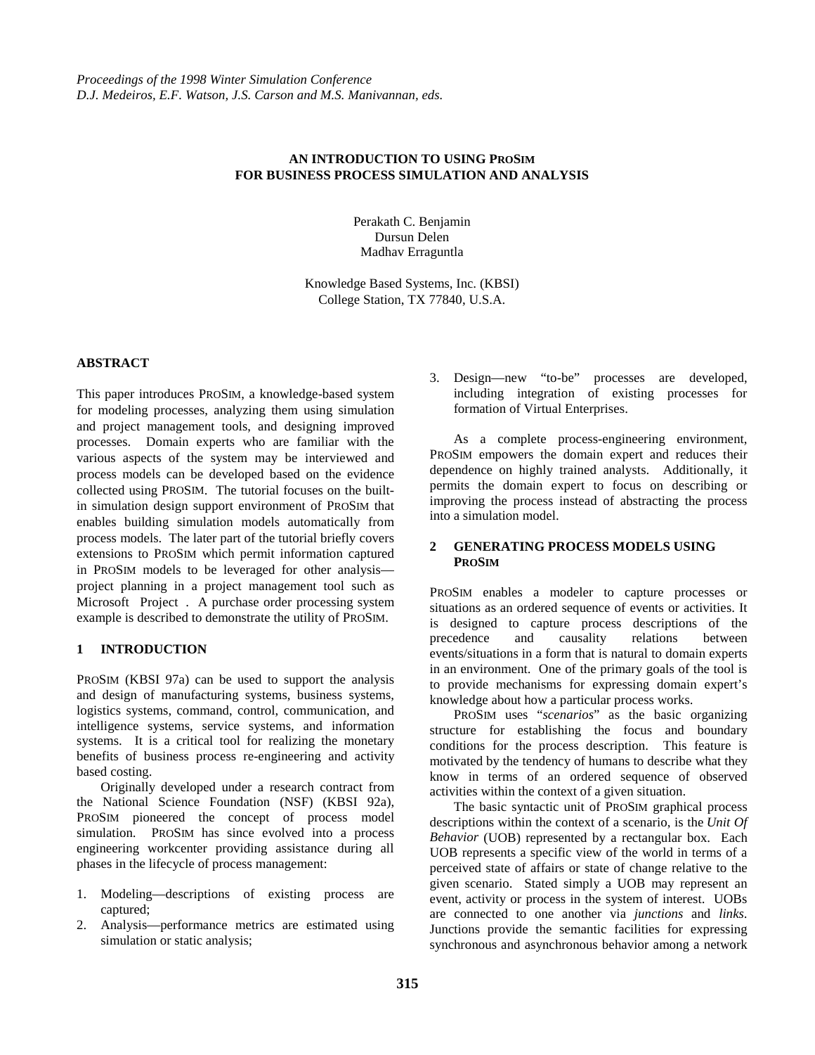*Proceedings of the 1998 Winter Simulation Conference*
*D.J. Medeiros, E.F. Watson, J.S. Carson and M.S. Manivannan, eds.*

# AN INTRODUCTION TO USING PROSIM FOR BUSINESS PROCESS SIMULATION AND ANALYSIS

Perakath C. Benjamin
Dursun Delen
Madhav Erraguntla

Knowledge Based Systems, Inc. (KBSI)
College Station, TX 77840, U.S.A.

## ABSTRACT

This paper introduces PROSIM, a knowledge-based system for modeling processes, analyzing them using simulation and project management tools, and designing improved processes. Domain experts who are familiar with the various aspects of the system may be interviewed and process models can be developed based on the evidence collected using PROSIM. The tutorial focuses on the built-in simulation design support environment of PROSIM that enables building simulation models automatically from process models. The later part of the tutorial briefly covers extensions to PROSIM which permit information captured in PROSIM models to be leveraged for other analysis—project planning in a project management tool such as Microsoft Project . A purchase order processing system example is described to demonstrate the utility of PROSIM.

## 1 INTRODUCTION

PROSIM (KBSI 97a) can be used to support the analysis and design of manufacturing systems, business systems, logistics systems, command, control, communication, and intelligence systems, service systems, and information systems. It is a critical tool for realizing the monetary benefits of business process re-engineering and activity based costing.

Originally developed under a research contract from the National Science Foundation (NSF) (KBSI 92a), PROSIM pioneered the concept of process model simulation. PROSIM has since evolved into a process engineering workcenter providing assistance during all phases in the lifecycle of process management:

1. Modeling—descriptions of existing process are captured;
2. Analysis—performance metrics are estimated using simulation or static analysis;
3. Design—new "to-be" processes are developed, including integration of existing processes for formation of Virtual Enterprises.

As a complete process-engineering environment, PROSIM empowers the domain expert and reduces their dependence on highly trained analysts. Additionally, it permits the domain expert to focus on describing or improving the process instead of abstracting the process into a simulation model.

## 2 GENERATING PROCESS MODELS USING PROSIM

PROSIM enables a modeler to capture processes or situations as an ordered sequence of events or activities. It is designed to capture process descriptions of the precedence and causality relations between events/situations in a form that is natural to domain experts in an environment. One of the primary goals of the tool is to provide mechanisms for expressing domain expert's knowledge about how a particular process works.

PROSIM uses "*scenarios*" as the basic organizing structure for establishing the focus and boundary conditions for the process description. This feature is motivated by the tendency of humans to describe what they know in terms of an ordered sequence of observed activities within the context of a given situation.

The basic syntactic unit of PROSIM graphical process descriptions within the context of a scenario, is the *Unit Of Behavior* (UOB) represented by a rectangular box. Each UOB represents a specific view of the world in terms of a perceived state of affairs or state of change relative to the given scenario. Stated simply a UOB may represent an event, activity or process in the system of interest. UOBs are connected to one another via *junctions* and *links*. Junctions provide the semantic facilities for expressing synchronous and asynchronous behavior among a network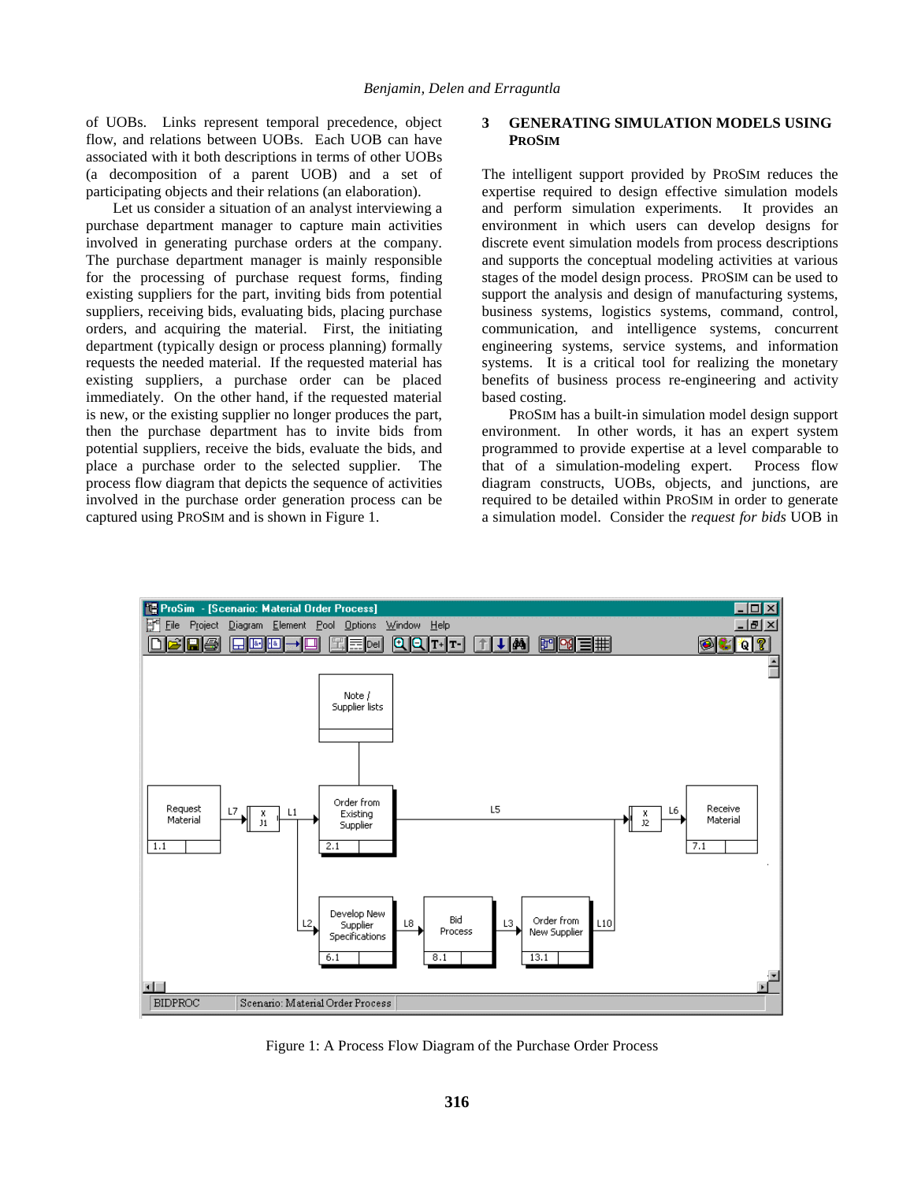of UOBs. Links represent temporal precedence, object flow, and relations between UOBs. Each UOB can have associated with it both descriptions in terms of other UOBs (a decomposition of a parent UOB) and a set of participating objects and their relations (an elaboration).

Let us consider a situation of an analyst interviewing a purchase department manager to capture main activities involved in generating purchase orders at the company. The purchase department manager is mainly responsible for the processing of purchase request forms, finding existing suppliers for the part, inviting bids from potential suppliers, receiving bids, evaluating bids, placing purchase orders, and acquiring the material. First, the initiating department (typically design or process planning) formally requests the needed material. If the requested material has existing suppliers, a purchase order can be placed immediately. On the other hand, if the requested material is new, or the existing supplier no longer produces the part, then the purchase department has to invite bids from potential suppliers, receive the bids, evaluate the bids, and place a purchase order to the selected supplier. The process flow diagram that depicts the sequence of activities involved in the purchase order generation process can be captured using PROSIM and is shown in Figure 1.

## 3 GENERATING SIMULATION MODELS USING PROSIM

The intelligent support provided by PROSIM reduces the expertise required to design effective simulation models and perform simulation experiments. It provides an environment in which users can develop designs for discrete event simulation models from process descriptions and supports the conceptual modeling activities at various stages of the model design process. PROSIM can be used to support the analysis and design of manufacturing systems, business systems, logistics systems, command, control, communication, and intelligence systems, concurrent engineering systems, service systems, and information systems. It is a critical tool for realizing the monetary benefits of business process re-engineering and activity based costing.

PROSIM has a built-in simulation model design support environment. In other words, it has an expert system programmed to provide expertise at a level comparable to that of a simulation-modeling expert. Process flow diagram constructs, UOBs, objects, and junctions, are required to be detailed within PROSIM in order to generate a simulation model. Consider the *request for bids* UOB in

ProSim - [Scenario: Material Order Process]

File Project Diagram Element Pool Options Window Help

Note / Supplier lists

Request Material 1.1

L7

X J1

L1

Order from Existing Supplier 2.1

L5

X J2

L6

Receive Material 7.1

L2

Develop New Supplier Specifications 6.1

L8

Bid Process 8.1

L3

Order from New Supplier 13.1

L10

BIDPROC

Scenario: Material Order Process

Figure 1: A Process Flow Diagram of the Purchase Order Process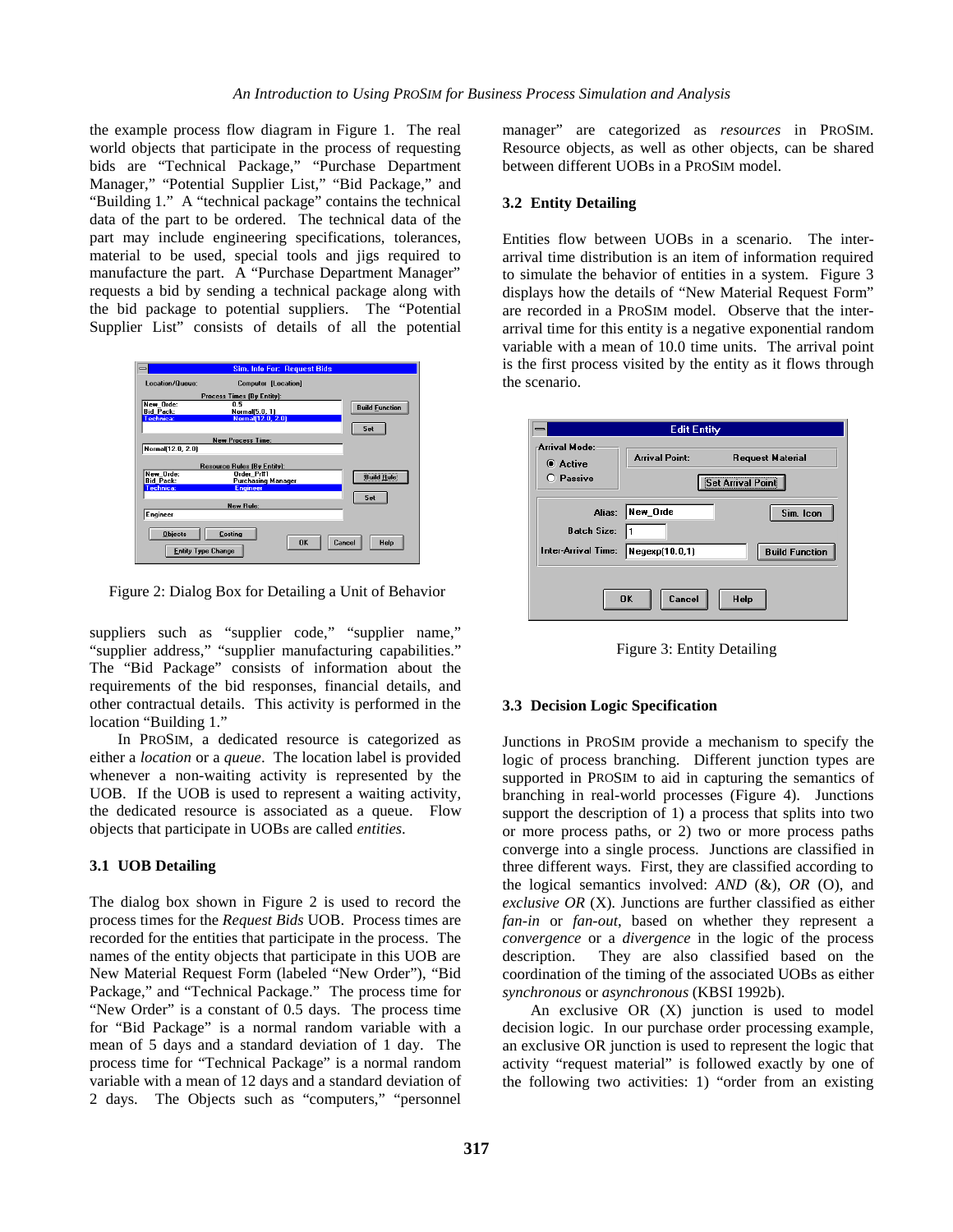the example process flow diagram in Figure 1. The real world objects that participate in the process of requesting bids are "Technical Package," "Purchase Department Manager," "Potential Supplier List," "Bid Package," and "Building 1." A "technical package" contains the technical data of the part to be ordered. The technical data of the part may include engineering specifications, tolerances, material to be used, special tools and jigs required to manufacture the part. A "Purchase Department Manager" requests a bid by sending a technical package along with the bid package to potential suppliers. The "Potential Supplier List" consists of details of all the potential suppliers such as "supplier code," "supplier name," "supplier address," "supplier manufacturing capabilities." The "Bid Package" consists of information about the requirements of the bid responses, financial details, and other contractual details. This activity is performed in the location "Building 1."

Figure 2: Dialog Box for Detailing a Unit of Behavior

In PROSIM, a dedicated resource is categorized as either a *location* or a *queue*. The location label is provided whenever a non-waiting activity is represented by the UOB. If the UOB is used to represent a waiting activity, the dedicated resource is associated as a queue. Flow objects that participate in UOBs are called *entities*.

### 3.1 UOB Detailing

The dialog box shown in Figure 2 is used to record the process times for the *Request Bids* UOB. Process times are recorded for the entities that participate in the process. The names of the entity objects that participate in this UOB are New Material Request Form (labeled "New Order"), "Bid Package," and "Technical Package." The process time for "New Order" is a constant of 0.5 days. The process time for "Bid Package" is a normal random variable with a mean of 5 days and a standard deviation of 1 day. The process time for "Technical Package" is a normal random variable with a mean of 12 days and a standard deviation of 2 days. The Objects such as "computers," "personnel manager" are categorized as *resources* in PROSIM. Resource objects, as well as other objects, can be shared between different UOBs in a PROSIM model.

### 3.2 Entity Detailing

Entities flow between UOBs in a scenario. The inter-arrival time distribution is an item of information required to simulate the behavior of entities in a system. Figure 3 displays how the details of "New Material Request Form" are recorded in a PROSIM model. Observe that the inter-arrival time for this entity is a negative exponential random variable with a mean of 10.0 time units. The arrival point is the first process visited by the entity as it flows through the scenario.

Figure 3: Entity Detailing

### 3.3 Decision Logic Specification

Junctions in PROSIM provide a mechanism to specify the logic of process branching. Different junction types are supported in PROSIM to aid in capturing the semantics of branching in real-world processes (Figure 4). Junctions support the description of 1) a process that splits into two or more process paths, or 2) two or more process paths converge into a single process. Junctions are classified in three different ways. First, they are classified according to the logical semantics involved: *AND* (&), *OR* (O), and *exclusive OR* (X). Junctions are further classified as either *fan-in* or *fan-out*, based on whether they represent a *convergence* or a *divergence* in the logic of the process description. They are also classified based on the coordination of the timing of the associated UOBs as either *synchronous* or *asynchronous* (KBSI 1992b).

An exclusive OR (X) junction is used to model decision logic. In our purchase order processing example, an exclusive OR junction is used to represent the logic that activity "request material" is followed exactly by one of the following two activities: 1) "order from an existing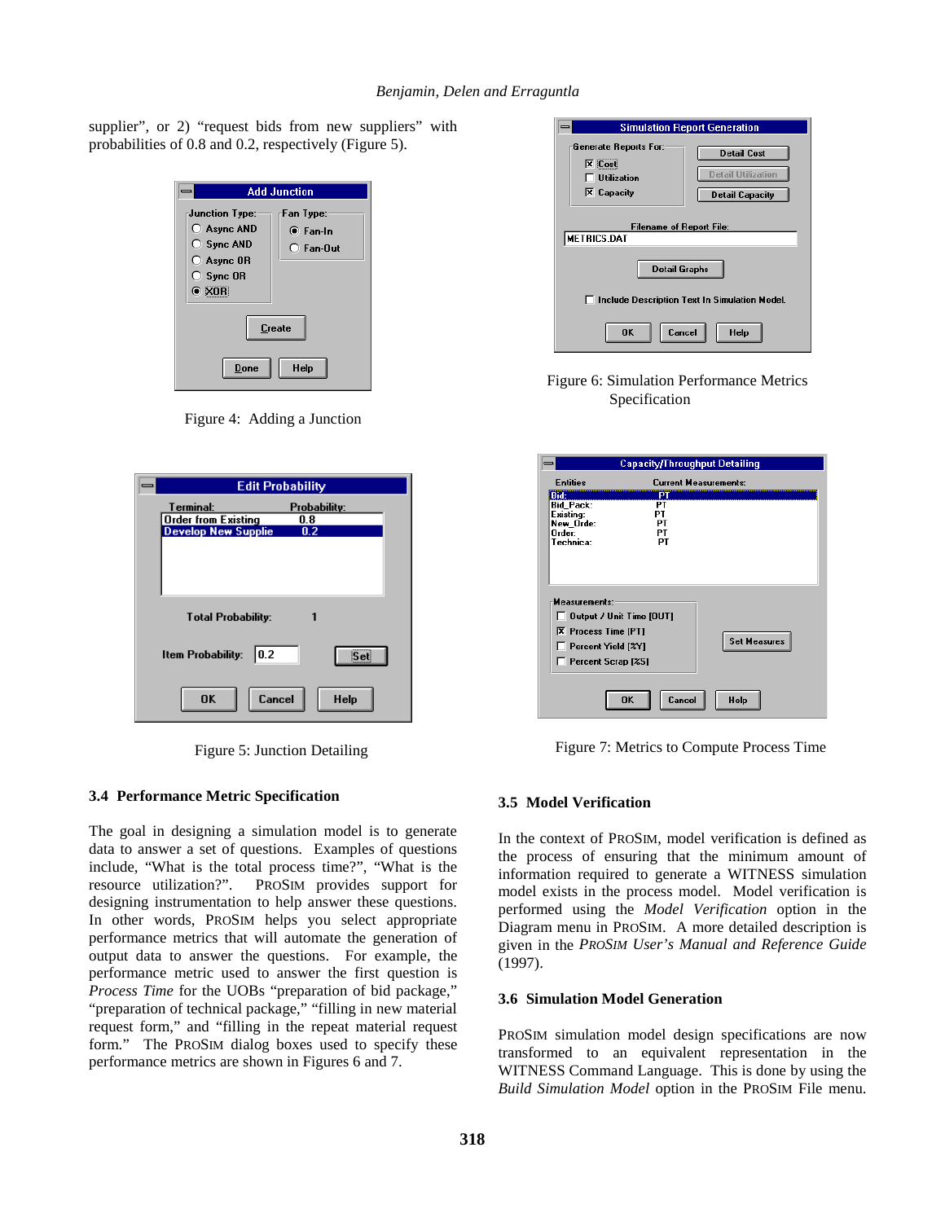supplier", or 2) "request bids from new suppliers" with probabilities of 0.8 and 0.2, respectively (Figure 5).

Figure 4: Adding a Junction

Figure 5: Junction Detailing

### 3.4 Performance Metric Specification

The goal in designing a simulation model is to generate data to answer a set of questions. Examples of questions include, "What is the total process time?", "What is the resource utilization?". PROSIM provides support for designing instrumentation to help answer these questions. In other words, PROSIM helps you select appropriate performance metrics that will automate the generation of output data to answer the questions. For example, the performance metric used to answer the first question is *Process Time* for the UOBs "preparation of bid package," "preparation of technical package," "filling in new material request form," and "filling in the repeat material request form." The PROSIM dialog boxes used to specify these performance metrics are shown in Figures 6 and 7.

Figure 6: Simulation Performance Metrics Specification

Figure 7: Metrics to Compute Process Time

### 3.5 Model Verification

In the context of PROSIM, model verification is defined as the process of ensuring that the minimum amount of information required to generate a WITNESS simulation model exists in the process model. Model verification is performed using the *Model Verification* option in the Diagram menu in PROSIM. A more detailed description is given in the *PROSIM User's Manual and Reference Guide* (1997).

### 3.6 Simulation Model Generation

PROSIM simulation model design specifications are now transformed to an equivalent representation in the WITNESS Command Language. This is done by using the *Build Simulation Model* option in the PROSIM File menu.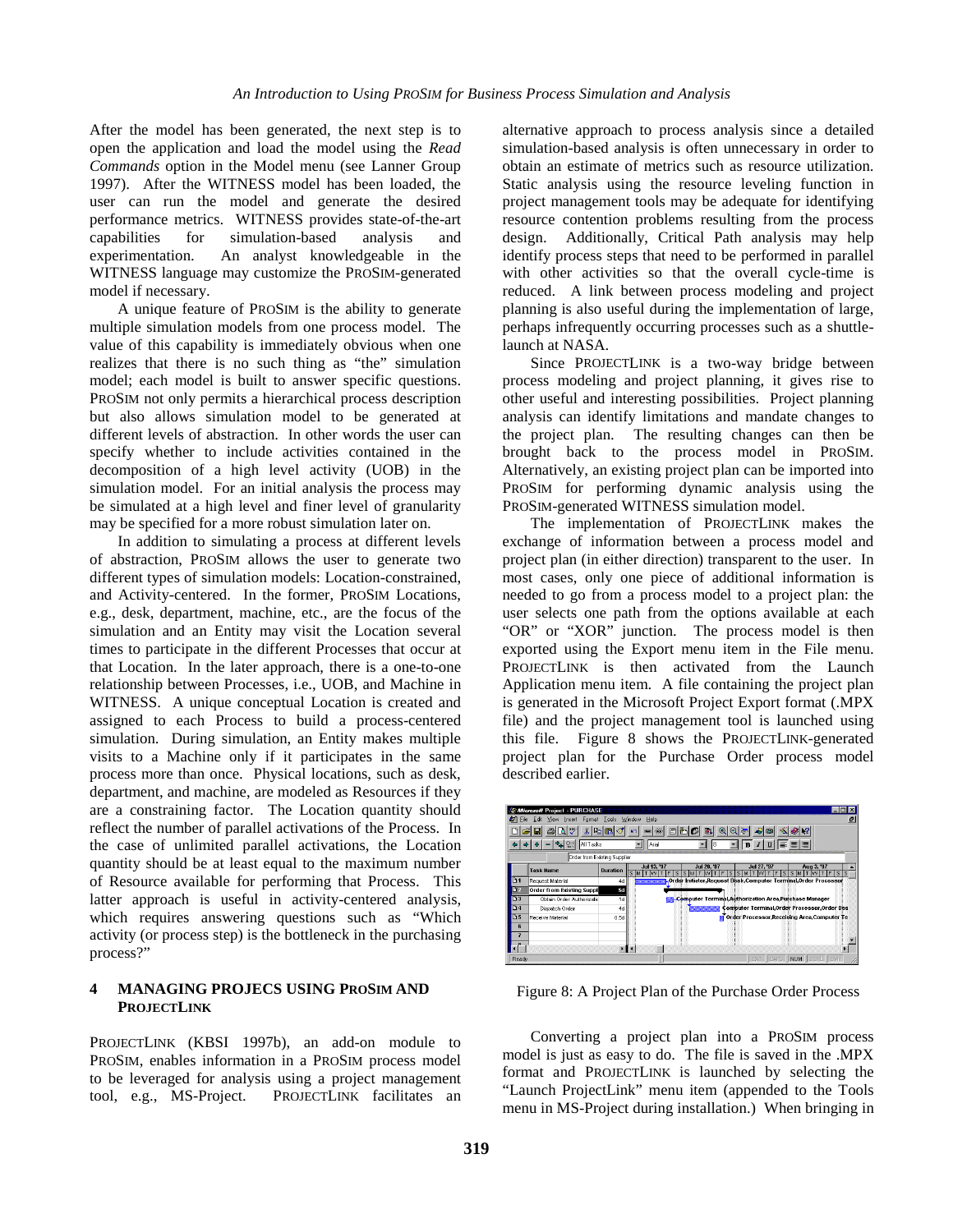After the model has been generated, the next step is to open the application and load the model using the *Read Commands* option in the Model menu (see Lanner Group 1997). After the WITNESS model has been loaded, the user can run the model and generate the desired performance metrics. WITNESS provides state-of-the-art capabilities for simulation-based analysis and experimentation. An analyst knowledgeable in the WITNESS language may customize the PROSIM-generated model if necessary.

A unique feature of PROSIM is the ability to generate multiple simulation models from one process model. The value of this capability is immediately obvious when one realizes that there is no such thing as "the" simulation model; each model is built to answer specific questions. PROSIM not only permits a hierarchical process description but also allows simulation model to be generated at different levels of abstraction. In other words the user can specify whether to include activities contained in the decomposition of a high level activity (UOB) in the simulation model. For an initial analysis the process may be simulated at a high level and finer level of granularity may be specified for a more robust simulation later on.

In addition to simulating a process at different levels of abstraction, PROSIM allows the user to generate two different types of simulation models: Location-constrained, and Activity-centered. In the former, PROSIM Locations, e.g., desk, department, machine, etc., are the focus of the simulation and an Entity may visit the Location several times to participate in the different Processes that occur at that Location. In the later approach, there is a one-to-one relationship between Processes, i.e., UOB, and Machine in WITNESS. A unique conceptual Location is created and assigned to each Process to build a process-centered simulation. During simulation, an Entity makes multiple visits to a Machine only if it participates in the same process more than once. Physical locations, such as desk, department, and machine, are modeled as Resources if they are a constraining factor. The Location quantity should reflect the number of parallel activations of the Process. In the case of unlimited parallel activations, the Location quantity should be at least equal to the maximum number of Resource available for performing that Process. This latter approach is useful in activity-centered analysis, which requires answering questions such as "Which activity (or process step) is the bottleneck in the purchasing process?"

## 4 MANAGING PROJECS USING PROSIM AND PROJECTLINK

PROJECTLINK (KBSI 1997b), an add-on module to PROSIM, enables information in a PROSIM process model to be leveraged for analysis using a project management tool, e.g., MS-Project. PROJECTLINK facilitates an alternative approach to process analysis since a detailed simulation-based analysis is often unnecessary in order to obtain an estimate of metrics such as resource utilization. Static analysis using the resource leveling function in project management tools may be adequate for identifying resource contention problems resulting from the process design. Additionally, Critical Path analysis may help identify process steps that need to be performed in parallel with other activities so that the overall cycle-time is reduced. A link between process modeling and project planning is also useful during the implementation of large, perhaps infrequently occurring processes such as a shuttle-launch at NASA.

Since PROJECTLINK is a two-way bridge between process modeling and project planning, it gives rise to other useful and interesting possibilities. Project planning analysis can identify limitations and mandate changes to the project plan. The resulting changes can then be brought back to the process model in PROSIM. Alternatively, an existing project plan can be imported into PROSIM for performing dynamic analysis using the PROSIM-generated WITNESS simulation model.

The implementation of PROJECTLINK makes the exchange of information between a process model and project plan (in either direction) transparent to the user. In most cases, only one piece of additional information is needed to go from a process model to a project plan: the user selects one path from the options available at each "OR" or "XOR" junction. The process model is then exported using the Export menu item in the File menu. PROJECTLINK is then activated from the Launch Application menu item. A file containing the project plan is generated in the Microsoft Project Export format (.MPX file) and the project management tool is launched using this file. Figure 8 shows the PROJECTLINK-generated project plan for the Purchase Order process model described earlier.

Figure 8: A Project Plan of the Purchase Order Process

Converting a project plan into a PROSIM process model is just as easy to do. The file is saved in the .MPX format and PROJECTLINK is launched by selecting the "Launch ProjectLink" menu item (appended to the Tools menu in MS-Project during installation.) When bringing in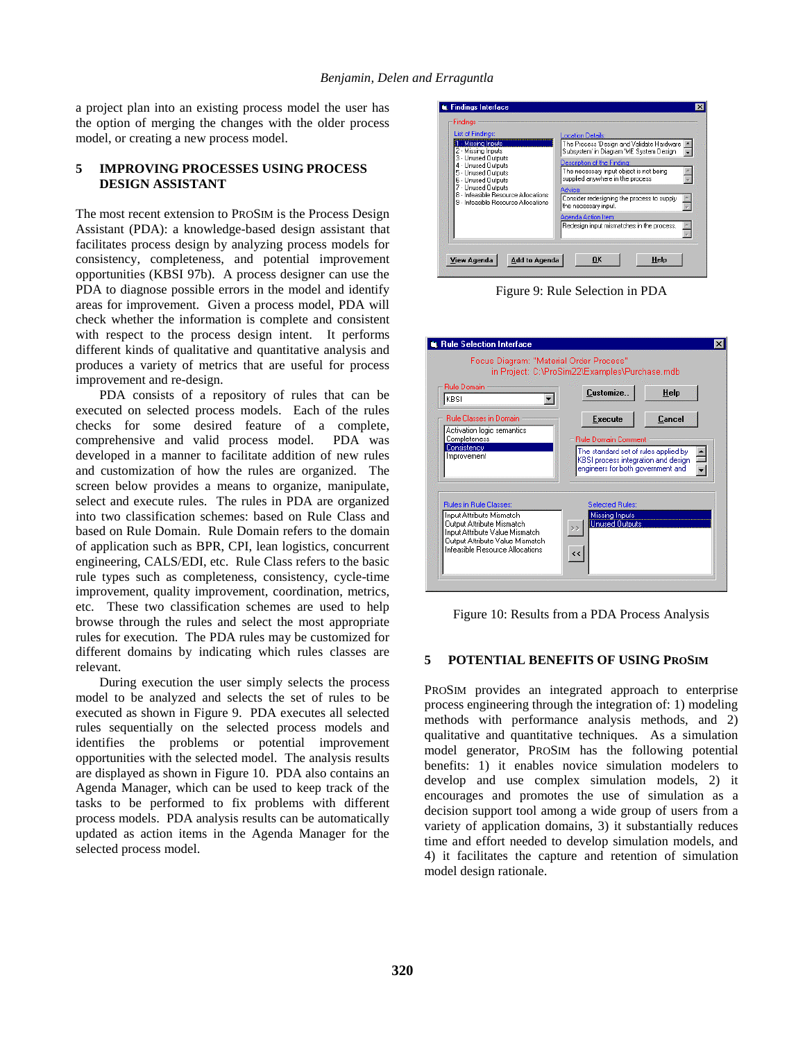a project plan into an existing process model the user has the option of merging the changes with the older process model, or creating a new process model.

## 5 IMPROVING PROCESSES USING PROCESS DESIGN ASSISTANT

The most recent extension to PROSIM is the Process Design Assistant (PDA): a knowledge-based design assistant that facilitates process design by analyzing process models for consistency, completeness, and potential improvement opportunities (KBSI 97b). A process designer can use the PDA to diagnose possible errors in the model and identify areas for improvement. Given a process model, PDA will check whether the information is complete and consistent with respect to the process design intent. It performs different kinds of qualitative and quantitative analysis and produces a variety of metrics that are useful for process improvement and re-design.

PDA consists of a repository of rules that can be executed on selected process models. Each of the rules checks for some desired feature of a complete, comprehensive and valid process model. PDA was developed in a manner to facilitate addition of new rules and customization of how the rules are organized. The screen below provides a means to organize, manipulate, select and execute rules. The rules in PDA are organized into two classification schemes: based on Rule Class and based on Rule Domain. Rule Domain refers to the domain of application such as BPR, CPI, lean logistics, concurrent engineering, CALS/EDI, etc. Rule Class refers to the basic rule types such as completeness, consistency, cycle-time improvement, quality improvement, coordination, metrics, etc. These two classification schemes are used to help browse through the rules and select the most appropriate rules for execution. The PDA rules may be customized for different domains by indicating which rules classes are relevant.

During execution the user simply selects the process model to be analyzed and selects the set of rules to be executed as shown in Figure 9. PDA executes all selected rules sequentially on the selected process models and identifies the problems or potential improvement opportunities with the selected model. The analysis results are displayed as shown in Figure 10. PDA also contains an Agenda Manager, which can be used to keep track of the tasks to be performed to fix problems with different process models. PDA analysis results can be automatically updated as action items in the Agenda Manager for the selected process model.

Figure 9: Rule Selection in PDA

Figure 10: Results from a PDA Process Analysis

## 5 POTENTIAL BENEFITS OF USING PROSIM

PROSIM provides an integrated approach to enterprise process engineering through the integration of: 1) modeling methods with performance analysis methods, and 2) qualitative and quantitative techniques. As a simulation model generator, PROSIM has the following potential benefits: 1) it enables novice simulation modelers to develop and use complex simulation models, 2) it encourages and promotes the use of simulation as a decision support tool among a wide group of users from a variety of application domains, 3) it substantially reduces time and effort needed to develop simulation models, and 4) it facilitates the capture and retention of simulation model design rationale.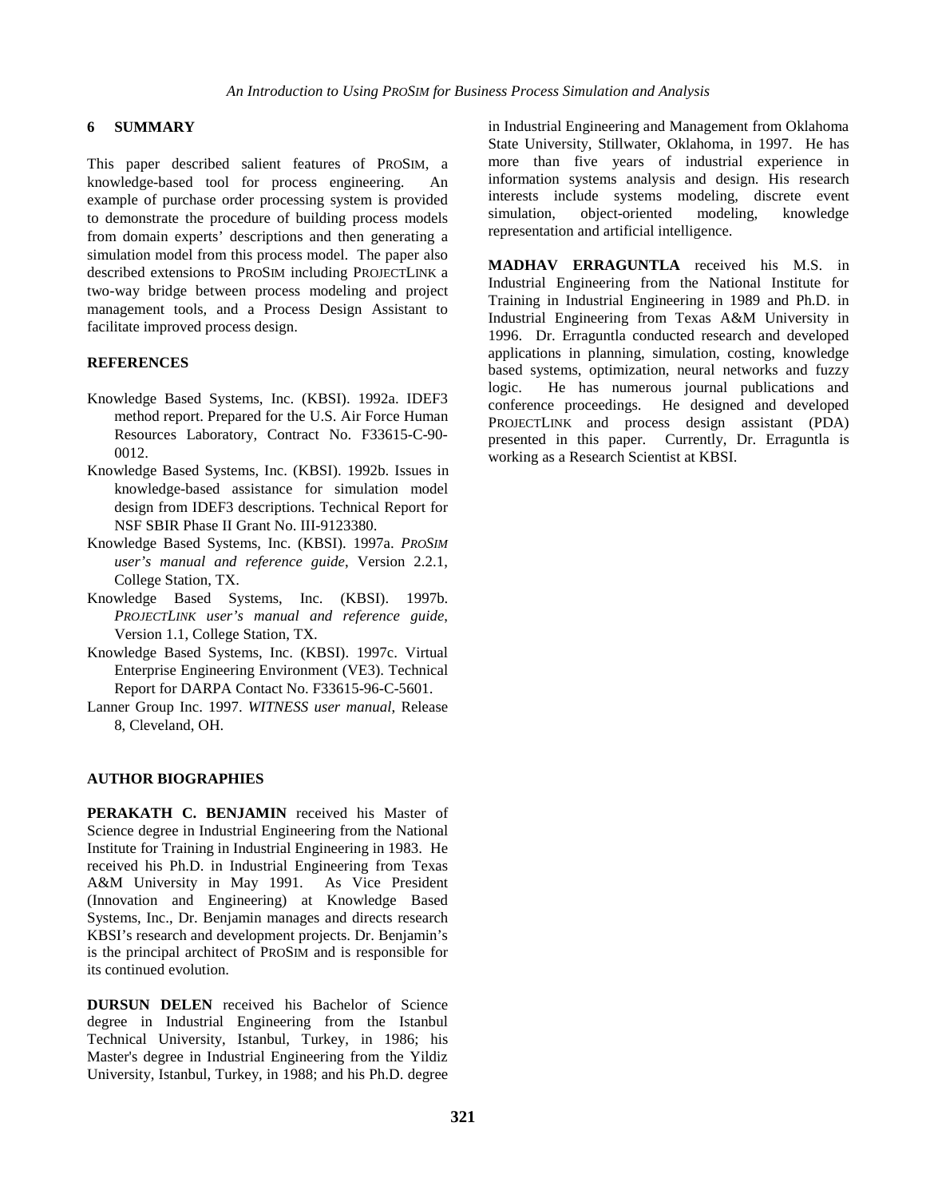## 6 SUMMARY

This paper described salient features of PROSIM, a knowledge-based tool for process engineering. An example of purchase order processing system is provided to demonstrate the procedure of building process models from domain experts' descriptions and then generating a simulation model from this process model. The paper also described extensions to PROSIM including PROJECTLINK a two-way bridge between process modeling and project management tools, and a Process Design Assistant to facilitate improved process design.

## REFERENCES

Knowledge Based Systems, Inc. (KBSI). 1992a. IDEF3 method report. Prepared for the U.S. Air Force Human Resources Laboratory, Contract No. F33615-C-90-0012.

Knowledge Based Systems, Inc. (KBSI). 1992b. Issues in knowledge-based assistance for simulation model design from IDEF3 descriptions. Technical Report for NSF SBIR Phase II Grant No. III-9123380.

Knowledge Based Systems, Inc. (KBSI). 1997a. *PROSIM user's manual and reference guide*, Version 2.2.1, College Station, TX.

Knowledge Based Systems, Inc. (KBSI). 1997b. *PROJECTLINK user's manual and reference guide*, Version 1.1, College Station, TX.

Knowledge Based Systems, Inc. (KBSI). 1997c. Virtual Enterprise Engineering Environment (VE3). Technical Report for DARPA Contact No. F33615-96-C-5601.

Lanner Group Inc. 1997. *WITNESS user manual,* Release 8, Cleveland, OH.

## AUTHOR BIOGRAPHIES

**PERAKATH C. BENJAMIN** received his Master of Science degree in Industrial Engineering from the National Institute for Training in Industrial Engineering in 1983. He received his Ph.D. in Industrial Engineering from Texas A&M University in May 1991. As Vice President (Innovation and Engineering) at Knowledge Based Systems, Inc., Dr. Benjamin manages and directs research KBSI's research and development projects. Dr. Benjamin's is the principal architect of PROSIM and is responsible for its continued evolution.

**DURSUN DELEN** received his Bachelor of Science degree in Industrial Engineering from the Istanbul Technical University, Istanbul, Turkey, in 1986; his Master's degree in Industrial Engineering from the Yildiz University, Istanbul, Turkey, in 1988; and his Ph.D. degree in Industrial Engineering and Management from Oklahoma State University, Stillwater, Oklahoma, in 1997. He has more than five years of industrial experience in information systems analysis and design. His research interests include systems modeling, discrete event simulation, object-oriented modeling, knowledge representation and artificial intelligence.

**MADHAV ERRAGUNTLA** received his M.S. in Industrial Engineering from the National Institute for Training in Industrial Engineering in 1989 and Ph.D. in Industrial Engineering from Texas A&M University in 1996. Dr. Erraguntla conducted research and developed applications in planning, simulation, costing, knowledge based systems, optimization, neural networks and fuzzy logic. He has numerous journal publications and conference proceedings. He designed and developed PROJECTLINK and process design assistant (PDA) presented in this paper. Currently, Dr. Erraguntla is working as a Research Scientist at KBSI.